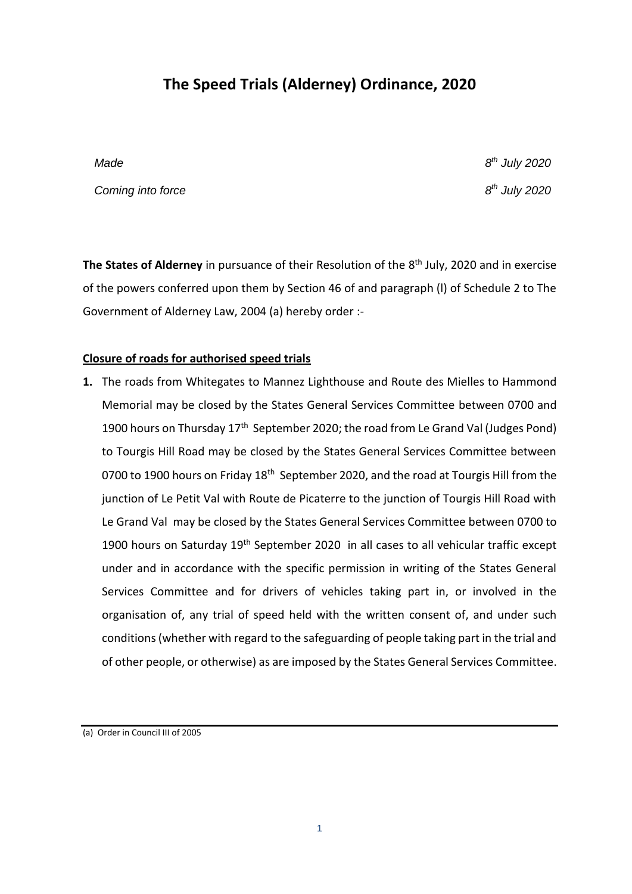# The Speed Trials (Alderney) Ordinance, 2020

| | |
|---|---|
| *Made* | *8th July 2020* |
| *Coming into force* | *8th July 2020* |

**The States of Alderney** in pursuance of their Resolution of the 8th July, 2020 and in exercise of the powers conferred upon them by Section 46 of and paragraph (l) of Schedule 2 to The Government of Alderney Law, 2004 (a) hereby order :-

**Closure of roads for authorised speed trials**

**1.** The roads from Whitegates to Mannez Lighthouse and Route des Mielles to Hammond Memorial may be closed by the States General Services Committee between 0700 and 1900 hours on Thursday 17th September 2020; the road from Le Grand Val (Judges Pond) to Tourgis Hill Road may be closed by the States General Services Committee between 0700 to 1900 hours on Friday 18th September 2020, and the road at Tourgis Hill from the junction of Le Petit Val with Route de Picaterre to the junction of Tourgis Hill Road with Le Grand Val may be closed by the States General Services Committee between 0700 to 1900 hours on Saturday 19th September 2020 in all cases to all vehicular traffic except under and in accordance with the specific permission in writing of the States General Services Committee and for drivers of vehicles taking part in, or involved in the organisation of, any trial of speed held with the written consent of, and under such conditions (whether with regard to the safeguarding of people taking part in the trial and of other people, or otherwise) as are imposed by the States General Services Committee.

(a) Order in Council III of 2005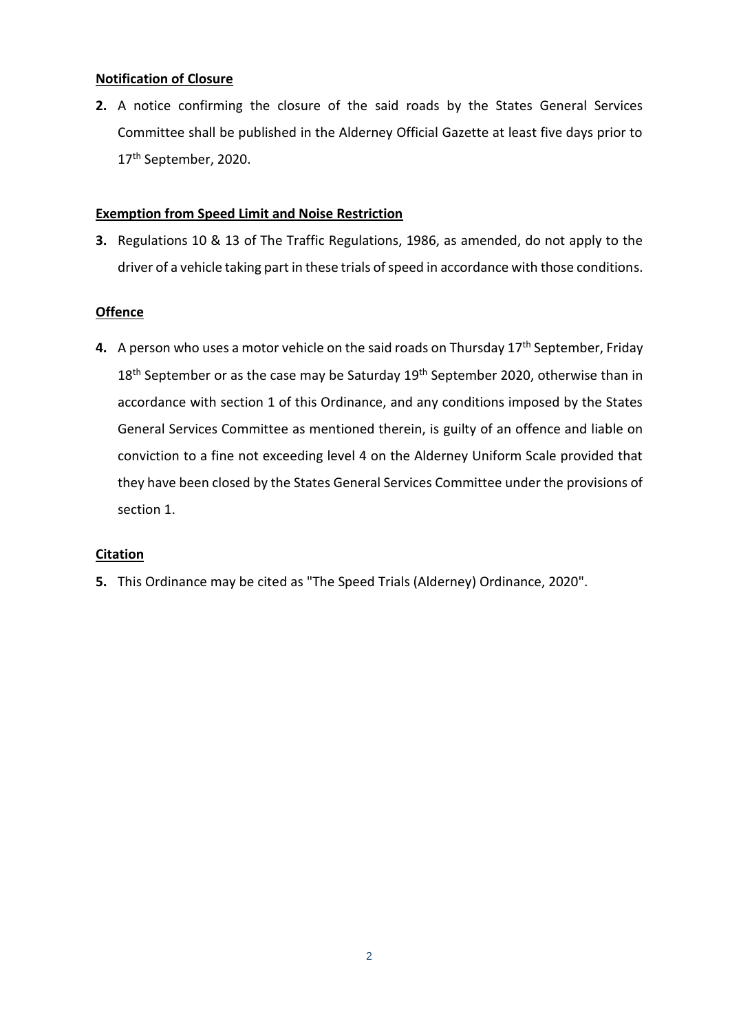**Notification of Closure**

**2.** A notice confirming the closure of the said roads by the States General Services Committee shall be published in the Alderney Official Gazette at least five days prior to 17th September, 2020.

**Exemption from Speed Limit and Noise Restriction**

**3.** Regulations 10 & 13 of The Traffic Regulations, 1986, as amended, do not apply to the driver of a vehicle taking part in these trials of speed in accordance with those conditions.

**Offence**

**4.** A person who uses a motor vehicle on the said roads on Thursday 17th September, Friday 18th September or as the case may be Saturday 19th September 2020, otherwise than in accordance with section 1 of this Ordinance, and any conditions imposed by the States General Services Committee as mentioned therein, is guilty of an offence and liable on conviction to a fine not exceeding level 4 on the Alderney Uniform Scale provided that they have been closed by the States General Services Committee under the provisions of section 1.

**Citation**

**5.** This Ordinance may be cited as "The Speed Trials (Alderney) Ordinance, 2020".